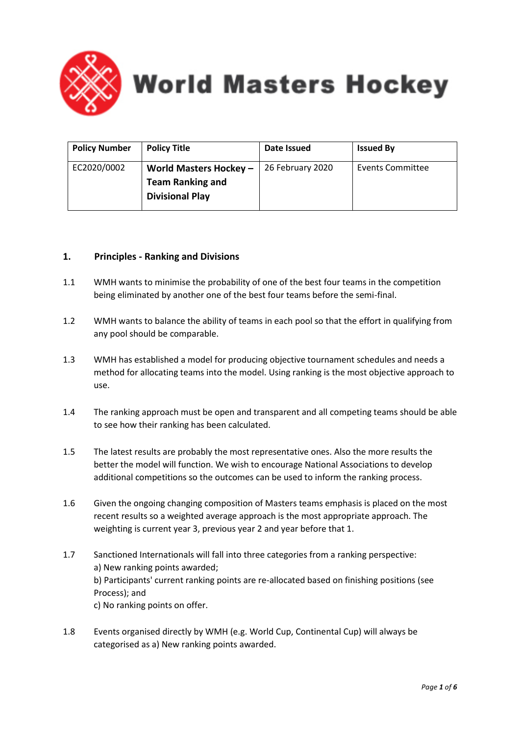# World Masters Hockey

| Policy Number | Policy Title | Date Issued | Issued By |
|---|---|---|---|
| EC2020/0002 | **World Masters Hockey – Team Ranking and Divisional Play** | 26 February 2020 | Events Committee |

## 1. Principles - Ranking and Divisions

1.1 WMH wants to minimise the probability of one of the best four teams in the competition being eliminated by another one of the best four teams before the semi-final.

1.2 WMH wants to balance the ability of teams in each pool so that the effort in qualifying from any pool should be comparable.

1.3 WMH has established a model for producing objective tournament schedules and needs a method for allocating teams into the model. Using ranking is the most objective approach to use.

1.4 The ranking approach must be open and transparent and all competing teams should be able to see how their ranking has been calculated.

1.5 The latest results are probably the most representative ones. Also the more results the better the model will function. We wish to encourage National Associations to develop additional competitions so the outcomes can be used to inform the ranking process.

1.6 Given the ongoing changing composition of Masters teams emphasis is placed on the most recent results so a weighted average approach is the most appropriate approach. The weighting is current year 3, previous year 2 and year before that 1.

1.7 Sanctioned Internationals will fall into three categories from a ranking perspective:
a) New ranking points awarded;
b) Participants' current ranking points are re-allocated based on finishing positions (see Process); and
c) No ranking points on offer.

1.8 Events organised directly by WMH (e.g. World Cup, Continental Cup) will always be categorised as a) New ranking points awarded.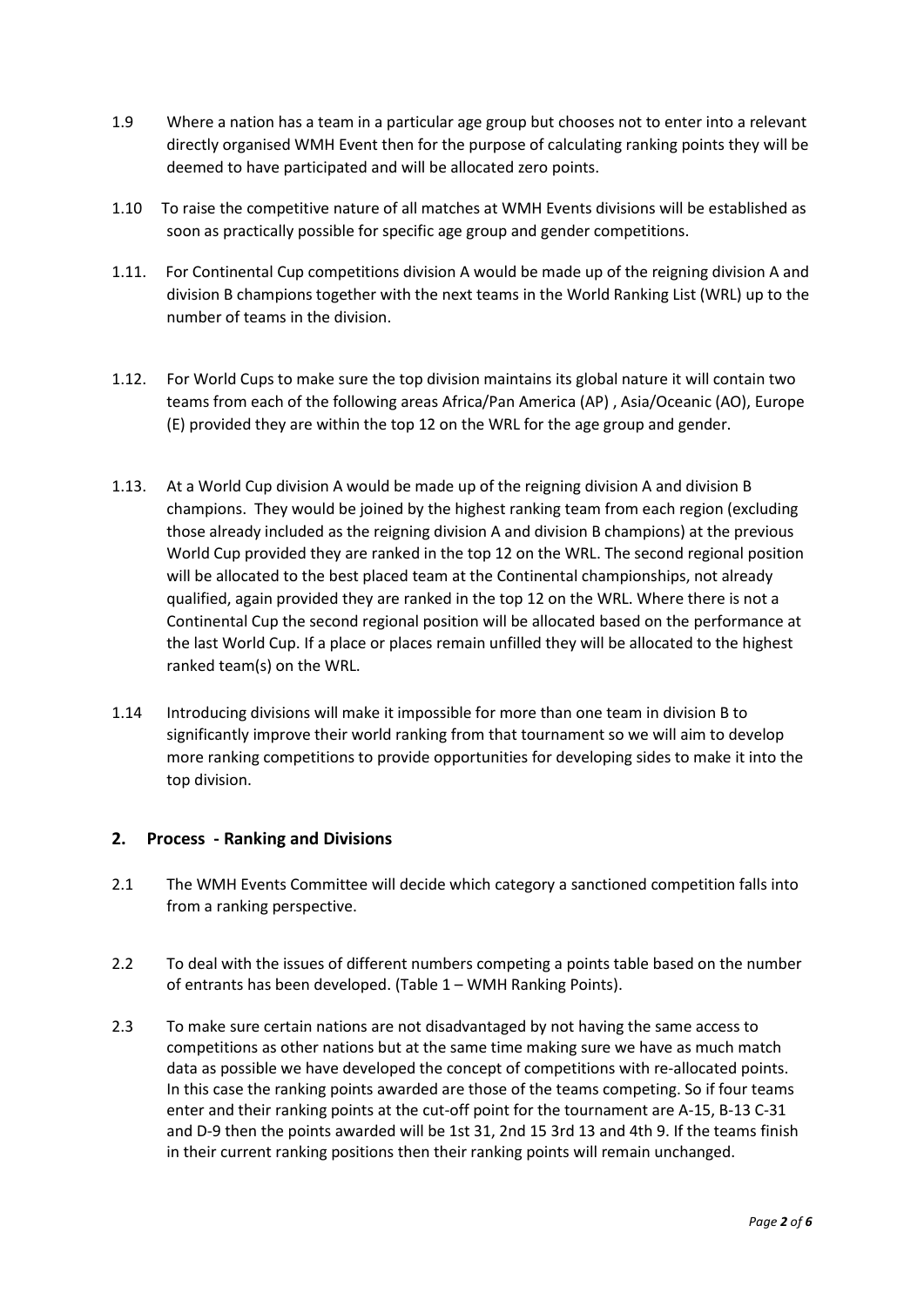1.9 Where a nation has a team in a particular age group but chooses not to enter into a relevant directly organised WMH Event then for the purpose of calculating ranking points they will be deemed to have participated and will be allocated zero points.

1.10 To raise the competitive nature of all matches at WMH Events divisions will be established as soon as practically possible for specific age group and gender competitions.

1.11. For Continental Cup competitions division A would be made up of the reigning division A and division B champions together with the next teams in the World Ranking List (WRL) up to the number of teams in the division.

1.12. For World Cups to make sure the top division maintains its global nature it will contain two teams from each of the following areas Africa/Pan America (AP) , Asia/Oceanic (AO), Europe (E) provided they are within the top 12 on the WRL for the age group and gender.

1.13. At a World Cup division A would be made up of the reigning division A and division B champions. They would be joined by the highest ranking team from each region (excluding those already included as the reigning division A and division B champions) at the previous World Cup provided they are ranked in the top 12 on the WRL. The second regional position will be allocated to the best placed team at the Continental championships, not already qualified, again provided they are ranked in the top 12 on the WRL. Where there is not a Continental Cup the second regional position will be allocated based on the performance at the last World Cup. If a place or places remain unfilled they will be allocated to the highest ranked team(s) on the WRL.

1.14 Introducing divisions will make it impossible for more than one team in division B to significantly improve their world ranking from that tournament so we will aim to develop more ranking competitions to provide opportunities for developing sides to make it into the top division.

## 2. Process - Ranking and Divisions

2.1 The WMH Events Committee will decide which category a sanctioned competition falls into from a ranking perspective.

2.2 To deal with the issues of different numbers competing a points table based on the number of entrants has been developed. (Table 1 – WMH Ranking Points).

2.3 To make sure certain nations are not disadvantaged by not having the same access to competitions as other nations but at the same time making sure we have as much match data as possible we have developed the concept of competitions with re-allocated points. In this case the ranking points awarded are those of the teams competing. So if four teams enter and their ranking points at the cut-off point for the tournament are A-15, B-13 C-31 and D-9 then the points awarded will be 1st 31, 2nd 15 3rd 13 and 4th 9. If the teams finish in their current ranking positions then their ranking points will remain unchanged.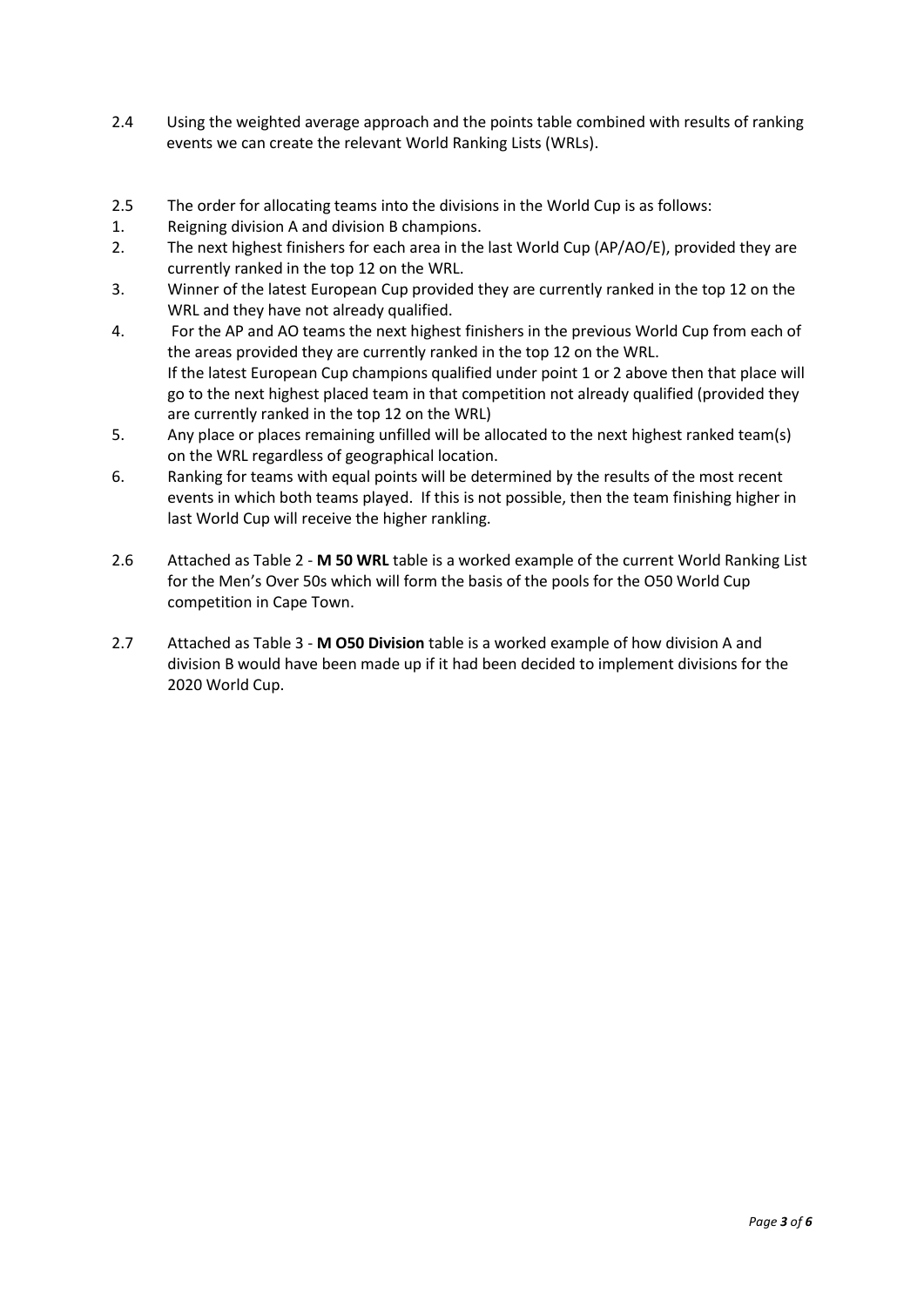2.4 Using the weighted average approach and the points table combined with results of ranking events we can create the relevant World Ranking Lists (WRLs).

2.5 The order for allocating teams into the divisions in the World Cup is as follows:

1. Reigning division A and division B champions.
2. The next highest finishers for each area in the last World Cup (AP/AO/E), provided they are currently ranked in the top 12 on the WRL.
3. Winner of the latest European Cup provided they are currently ranked in the top 12 on the WRL and they have not already qualified.
4. For the AP and AO teams the next highest finishers in the previous World Cup from each of the areas provided they are currently ranked in the top 12 on the WRL.
   If the latest European Cup champions qualified under point 1 or 2 above then that place will go to the next highest placed team in that competition not already qualified (provided they are currently ranked in the top 12 on the WRL)
5. Any place or places remaining unfilled will be allocated to the next highest ranked team(s) on the WRL regardless of geographical location.
6. Ranking for teams with equal points will be determined by the results of the most recent events in which both teams played. If this is not possible, then the team finishing higher in last World Cup will receive the higher rankling.

2.6 Attached as Table 2 - **M 50 WRL** table is a worked example of the current World Ranking List for the Men's Over 50s which will form the basis of the pools for the O50 World Cup competition in Cape Town.

2.7 Attached as Table 3 - **M O50 Division** table is a worked example of how division A and division B would have been made up if it had been decided to implement divisions for the 2020 World Cup.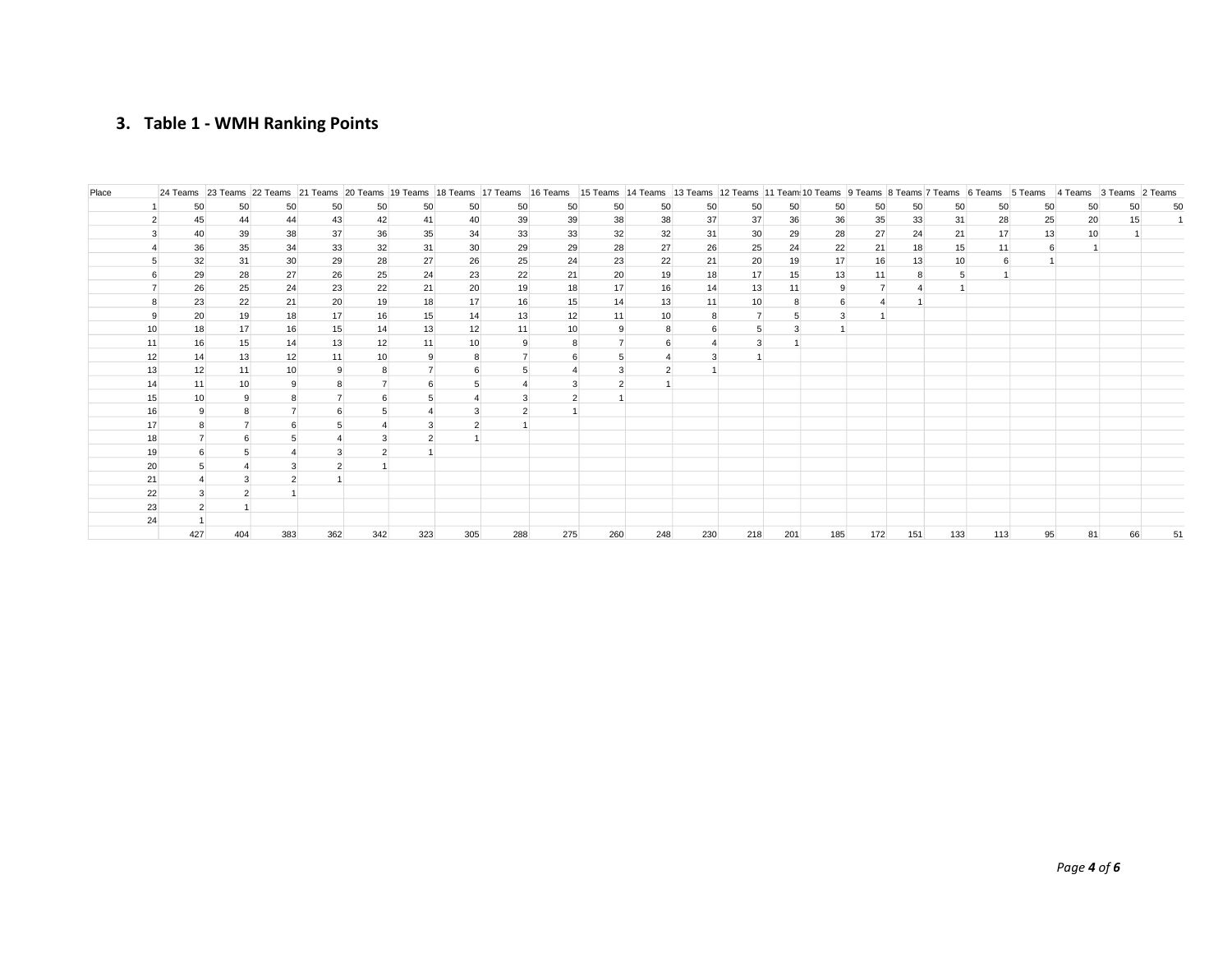## 3. Table 1 - WMH Ranking Points

| Place | 24 Teams | 23 Teams | 22 Teams | 21 Teams | 20 Teams | 19 Teams | 18 Teams | 17 Teams | 16 Teams | 15 Teams | 14 Teams | 13 Teams | 12 Teams | 11 Teams | 10 Teams | 9 Teams | 8 Teams | 7 Teams | 6 Teams | 5 Teams | 4 Teams | 3 Teams | 2 Teams |
|---|---|---|---|---|---|---|---|---|---|---|---|---|---|---|---|---|---|---|---|---|---|---|---|
| 1 | 50 | 50 | 50 | 50 | 50 | 50 | 50 | 50 | 50 | 50 | 50 | 50 | 50 | 50 | 50 | 50 | 50 | 50 | 50 | 50 | 50 | 50 | 50 |
| 2 | 45 | 44 | 44 | 43 | 42 | 41 | 40 | 39 | 39 | 38 | 38 | 37 | 37 | 36 | 36 | 35 | 33 | 31 | 28 | 25 | 20 | 15 | 1 |
| 3 | 40 | 39 | 38 | 37 | 36 | 35 | 34 | 33 | 33 | 32 | 32 | 31 | 30 | 29 | 28 | 27 | 24 | 21 | 17 | 13 | 10 | 1 | |
| 4 | 36 | 35 | 34 | 33 | 32 | 31 | 30 | 29 | 29 | 28 | 27 | 26 | 25 | 24 | 22 | 21 | 18 | 15 | 11 | 6 | 1 | | |
| 5 | 32 | 31 | 30 | 29 | 28 | 27 | 26 | 25 | 24 | 23 | 22 | 21 | 20 | 19 | 17 | 16 | 13 | 10 | 6 | 1 | | | |
| 6 | 29 | 28 | 27 | 26 | 25 | 24 | 23 | 22 | 21 | 20 | 19 | 18 | 17 | 15 | 13 | 11 | 8 | 5 | 1 | | | | |
| 7 | 26 | 25 | 24 | 23 | 22 | 21 | 20 | 19 | 18 | 17 | 16 | 14 | 13 | 11 | 9 | 7 | 4 | 1 | | | | | |
| 8 | 23 | 22 | 21 | 20 | 19 | 18 | 17 | 16 | 15 | 14 | 13 | 11 | 10 | 8 | 6 | 4 | 1 | | | | | | |
| 9 | 20 | 19 | 18 | 17 | 16 | 15 | 14 | 13 | 12 | 11 | 10 | 8 | 7 | 5 | 3 | 1 | | | | | | | |
| 10 | 18 | 17 | 16 | 15 | 14 | 13 | 12 | 11 | 10 | 9 | 8 | 6 | 5 | 3 | 1 | | | | | | | | |
| 11 | 16 | 15 | 14 | 13 | 12 | 11 | 10 | 9 | 8 | 7 | 6 | 4 | 3 | 1 | | | | | | | | | |
| 12 | 14 | 13 | 12 | 11 | 10 | 9 | 8 | 7 | 6 | 5 | 4 | 3 | 1 | | | | | | | | | | |
| 13 | 12 | 11 | 10 | 9 | 8 | 7 | 6 | 5 | 4 | 3 | 2 | 1 | | | | | | | | | | | |
| 14 | 11 | 10 | 9 | 8 | 7 | 6 | 5 | 4 | 3 | 2 | 1 | | | | | | | | | | | | |
| 15 | 10 | 9 | 8 | 7 | 6 | 5 | 4 | 3 | 2 | 1 | | | | | | | | | | | | | |
| 16 | 9 | 8 | 7 | 6 | 5 | 4 | 3 | 2 | 1 | | | | | | | | | | | | | | |
| 17 | 8 | 7 | 6 | 5 | 4 | 3 | 2 | 1 | | | | | | | | | | | | | | | |
| 18 | 7 | 6 | 5 | 4 | 3 | 2 | 1 | | | | | | | | | | | | | | | | |
| 19 | 6 | 5 | 4 | 3 | 2 | 1 | | | | | | | | | | | | | | | | | |
| 20 | 5 | 4 | 3 | 2 | 1 | | | | | | | | | | | | | | | | | | |
| 21 | 4 | 3 | 2 | 1 | | | | | | | | | | | | | | | | | | | |
| 22 | 3 | 2 | 1 | | | | | | | | | | | | | | | | | | | | |
| 23 | 2 | 1 | | | | | | | | | | | | | | | | | | | | | |
| 24 | 1 | | | | | | | | | | | | | | | | | | | | | | |
| | 427 | 404 | 383 | 362 | 342 | 323 | 305 | 288 | 275 | 260 | 248 | 230 | 218 | 201 | 185 | 172 | 151 | 133 | 113 | 95 | 81 | 66 | 51 |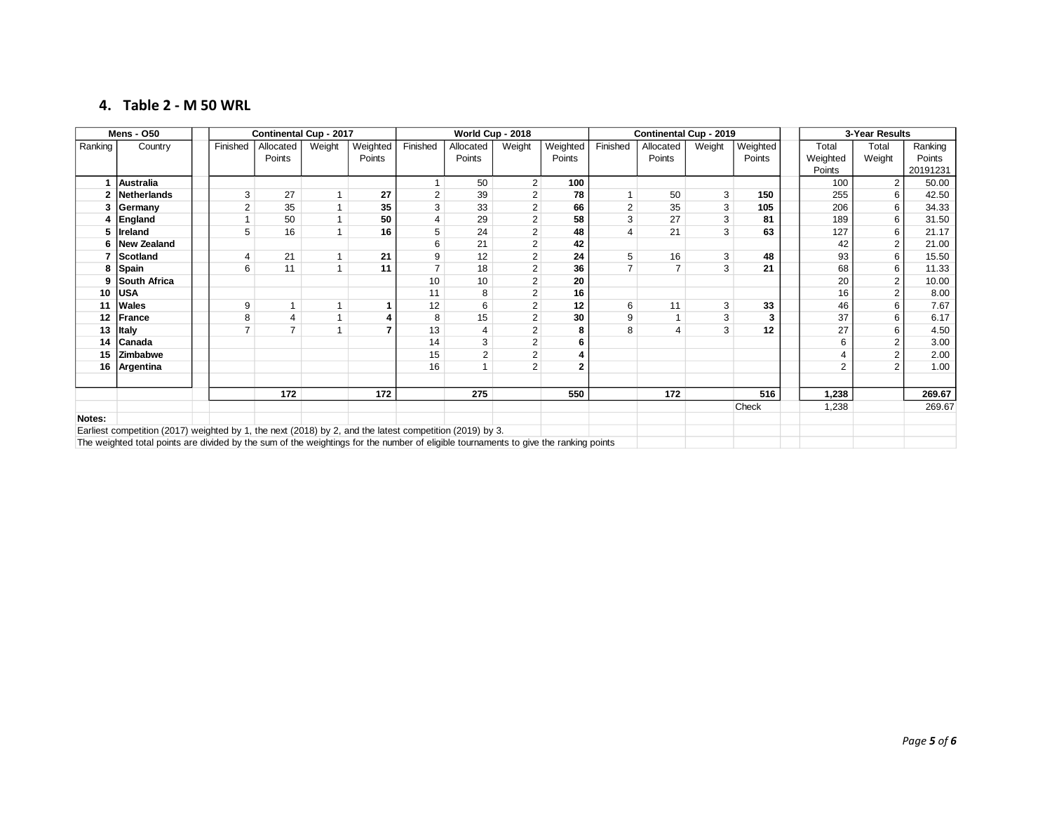## 4. Table 2 - M 50 WRL

| Mens - O50 | | Continental Cup - 2017 | | | | World Cup - 2018 | | | | Continental Cup - 2019 | | | | 3-Year Results | | |
|---|---|---|---|---|---|---|---|---|---|---|---|---|---|---|---|---|
| Ranking | Country | Finished | Allocated Points | Weight | Weighted Points | Finished | Allocated Points | Weight | Weighted Points | Finished | Allocated Points | Weight | Weighted Points | Total Weighted Points | Total Weight | Ranking Points 20191231 |
| 1 | **Australia** | | | | | 1 | 50 | 2 | **100** | | | | | 100 | 2 | 50.00 |
| 2 | **Netherlands** | 3 | 27 | 1 | **27** | 2 | 39 | 2 | **78** | 1 | 50 | 3 | **150** | 255 | 6 | 42.50 |
| 3 | **Germany** | 2 | 35 | 1 | **35** | 3 | 33 | 2 | **66** | 2 | 35 | 3 | **105** | 206 | 6 | 34.33 |
| 4 | **England** | 1 | 50 | 1 | **50** | 4 | 29 | 2 | **58** | 3 | 27 | 3 | **81** | 189 | 6 | 31.50 |
| 5 | **Ireland** | 5 | 16 | 1 | **16** | 5 | 24 | 2 | **48** | 4 | 21 | 3 | **63** | 127 | 6 | 21.17 |
| 6 | **New Zealand** | | | | | 6 | 21 | 2 | **42** | | | | | 42 | 2 | 21.00 |
| 7 | **Scotland** | 4 | 21 | 1 | **21** | 9 | 12 | 2 | **24** | 5 | 16 | 3 | **48** | 93 | 6 | 15.50 |
| 8 | **Spain** | 6 | 11 | 1 | **11** | 7 | 18 | 2 | **36** | 7 | 7 | 3 | **21** | 68 | 6 | 11.33 |
| 9 | **South Africa** | | | | | 10 | 10 | 2 | **20** | | | | | 20 | 2 | 10.00 |
| 10 | **USA** | | | | | 11 | 8 | 2 | **16** | | | | | 16 | 2 | 8.00 |
| 11 | **Wales** | 9 | 1 | 1 | **1** | 12 | 6 | 2 | **12** | 6 | 11 | 3 | **33** | 46 | 6 | 7.67 |
| 12 | **France** | 8 | 4 | 1 | **4** | 8 | 15 | 2 | **30** | 9 | 1 | 3 | **3** | 37 | 6 | 6.17 |
| 13 | **Italy** | 7 | 7 | 1 | **7** | 13 | 4 | 2 | **8** | 8 | 4 | 3 | **12** | 27 | 6 | 4.50 |
| 14 | **Canada** | | | | | 14 | 3 | 2 | **6** | | | | | 6 | 2 | 3.00 |
| 15 | **Zimbabwe** | | | | | 15 | 2 | 2 | **4** | | | | | 4 | 2 | 2.00 |
| 16 | **Argentina** | | | | | 16 | 1 | 2 | **2** | | | | | 2 | 2 | 1.00 |
| | | | | | | | | | | | | | | | | |
| | | | **172** | | **172** | | **275** | | **550** | | **172** | | **516** | **1,238** | | **269.67** |
| | | | | | | | | | | | | | Check | 1,238 | | 269.67 |

**Notes:**

Earliest competition (2017) weighted by 1, the next (2018) by 2, and the latest competition (2019) by 3.

The weighted total points are divided by the sum of the weightings for the number of eligible tournaments to give the ranking points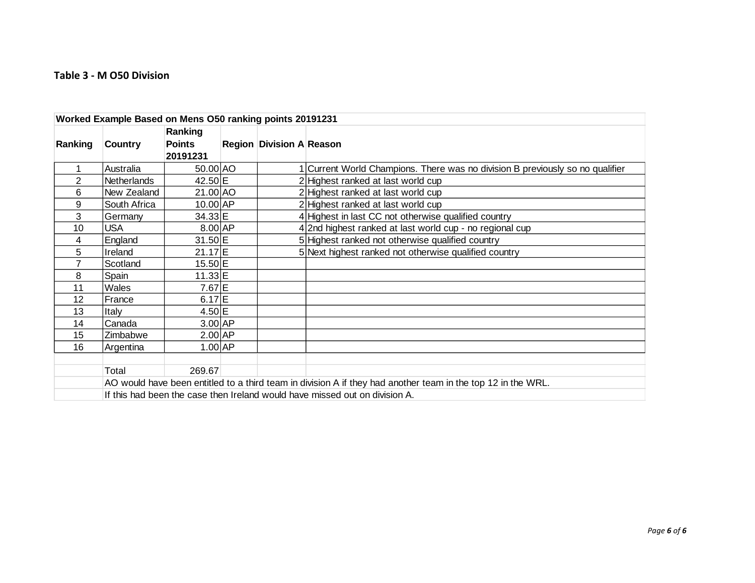### Table 3 - M O50 Division

| Worked Example Based on Mens O50 ranking points 20191231 | | | | | |
|---|---|---|---|---|---|
| **Ranking** | **Country** | **Ranking Points 20191231** | **Region** | **Division A** | **Reason** |
| 1 | Australia | 50.00 | AO | 1 | Current World Champions. There was no division B previously so no qualifier |
| 2 | Netherlands | 42.50 | E | 2 | Highest ranked at last world cup |
| 6 | New Zealand | 21.00 | AO | 2 | Highest ranked at last world cup |
| 9 | South Africa | 10.00 | AP | 2 | Highest ranked at last world cup |
| 3 | Germany | 34.33 | E | 4 | Highest in last CC not otherwise qualified country |
| 10 | USA | 8.00 | AP | 4 | 2nd highest ranked at last world cup - no regional cup |
| 4 | England | 31.50 | E | 5 | Highest ranked not otherwise qualified country |
| 5 | Ireland | 21.17 | E | 5 | Next highest ranked not otherwise qualified country |
| 7 | Scotland | 15.50 | E | | |
| 8 | Spain | 11.33 | E | | |
| 11 | Wales | 7.67 | E | | |
| 12 | France | 6.17 | E | | |
| 13 | Italy | 4.50 | E | | |
| 14 | Canada | 3.00 | AP | | |
| 15 | Zimbabwe | 2.00 | AP | | |
| 16 | Argentina | 1.00 | AP | | |
| | | | | | |
| | Total | 269.67 | | | |
| | AO would have been entitled to a third team in division A if they had another team in the top 12 in the WRL. | | | | |
| | If this had been the case then Ireland would have missed out on division A. | | | | |